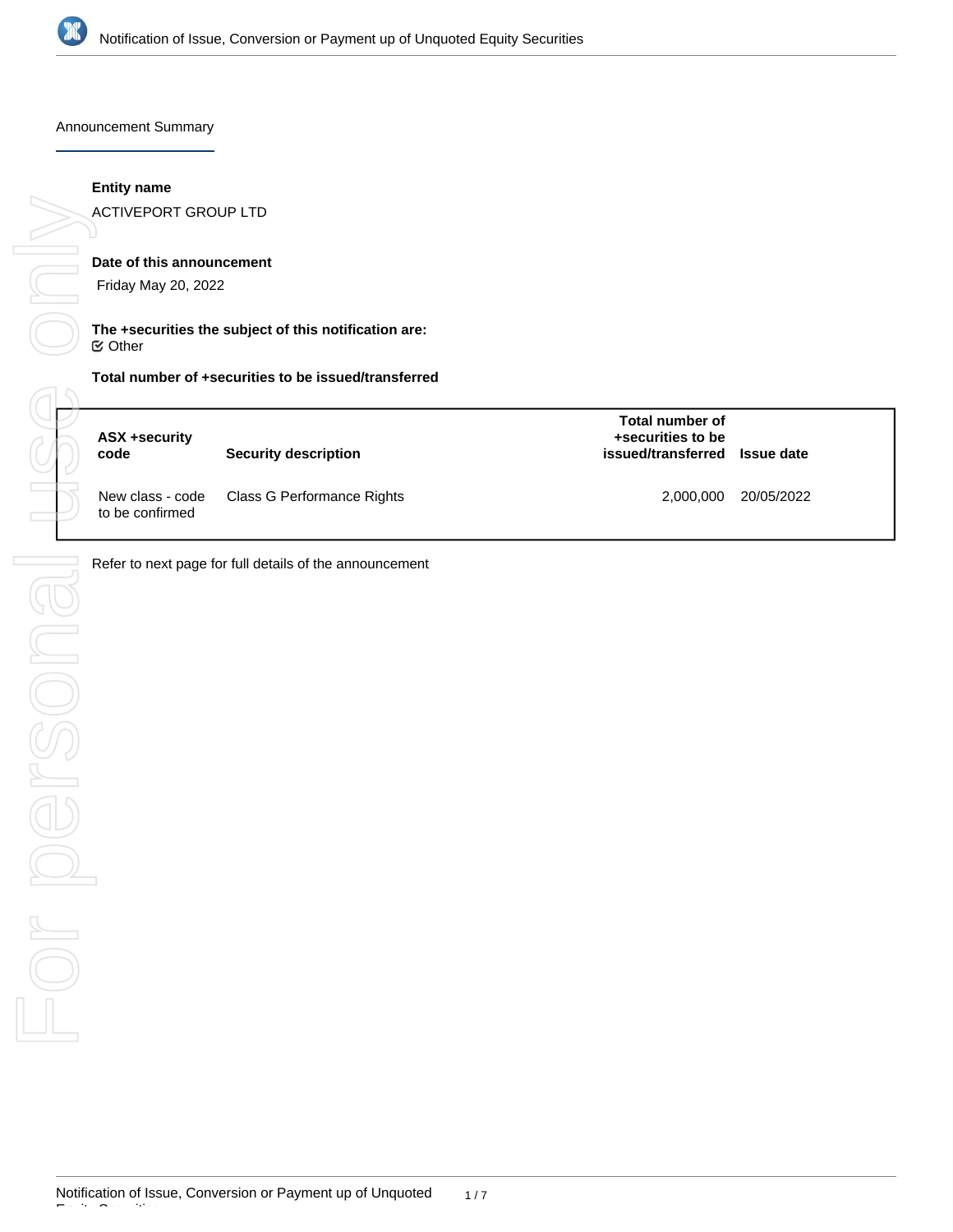Announcement Summary

**Entity name**

ACTIVEPORT GROUP LTD

**Date of this announcement**

Friday May 20, 2022

**The +securities the subject of this notification are:**

☑ Other

**Total number of +securities to be issued/transferred**

| ASX +security code | Security description | Total number of +securities to be issued/transferred | Issue date |
|---|---|---|---|
| New class - code to be confirmed | Class G Performance Rights | 2,000,000 | 20/05/2022 |

Refer to next page for full details of the announcement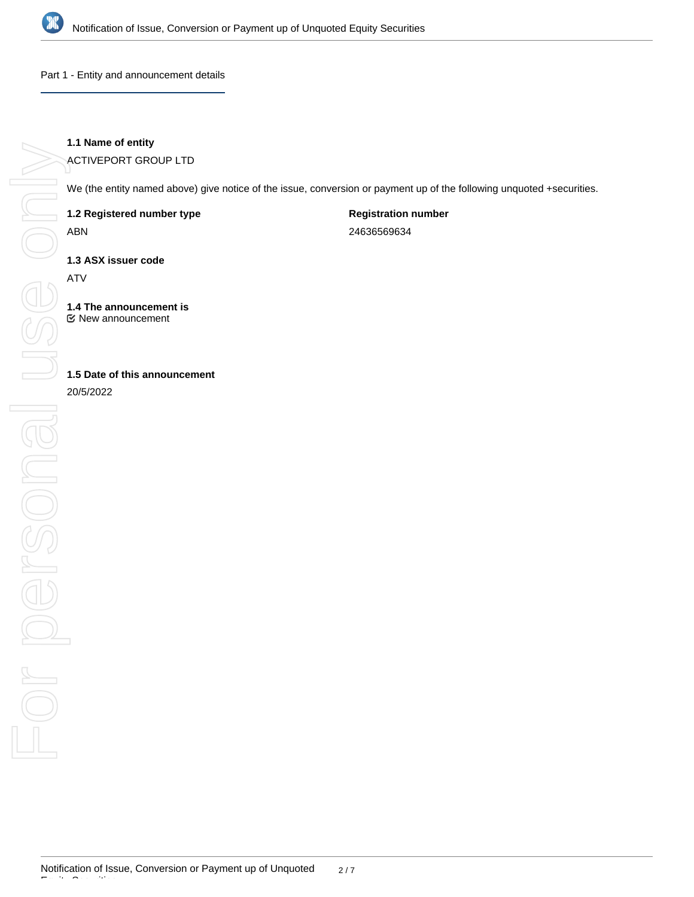## Part 1 - Entity and announcement details

**1.1 Name of entity**

ACTIVEPORT GROUP LTD

We (the entity named above) give notice of the issue, conversion or payment up of the following unquoted +securities.

| **1.2 Registered number type** | **Registration number** |
| --- | --- |
| ABN | 24636569634 |

**1.3 ASX issuer code**

ATV

**1.4 The announcement is**

☑ New announcement

**1.5 Date of this announcement**

20/5/2022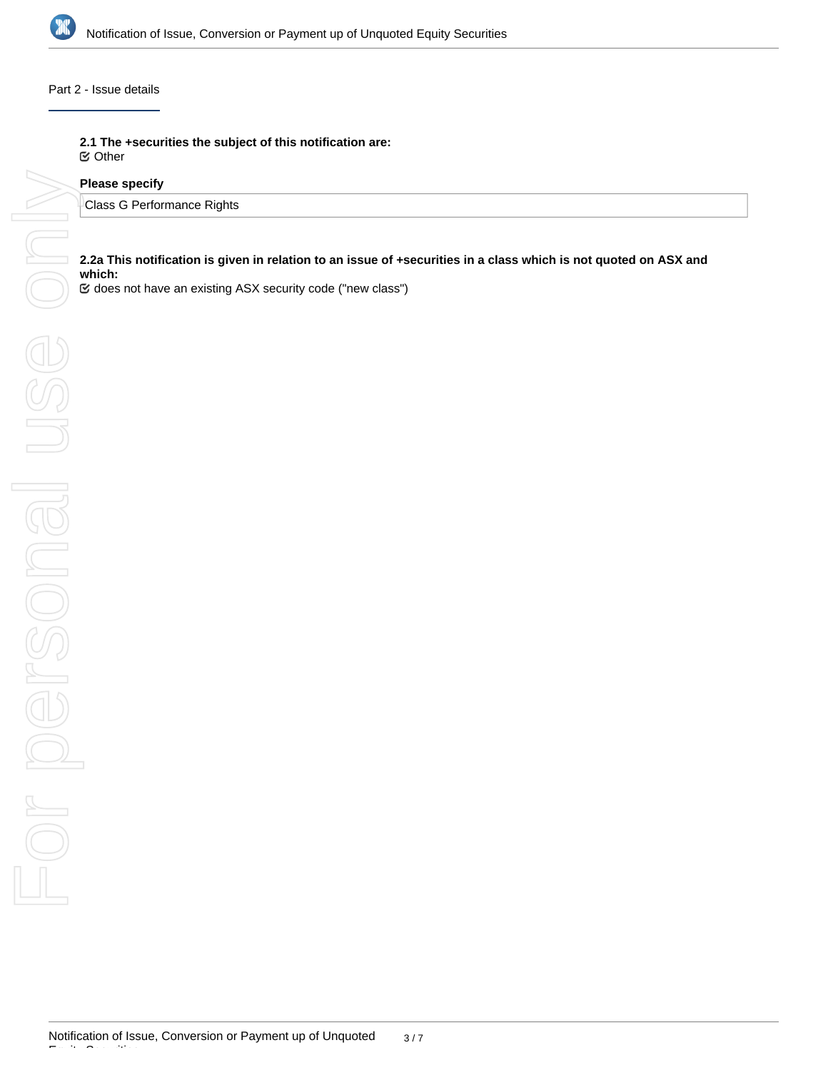Part 2 - Issue details

**2.1 The +securities the subject of this notification are:**
☑ Other

**Please specify**

Class G Performance Rights

**2.2a This notification is given in relation to an issue of +securities in a class which is not quoted on ASX and which:**
☑ does not have an existing ASX security code ("new class")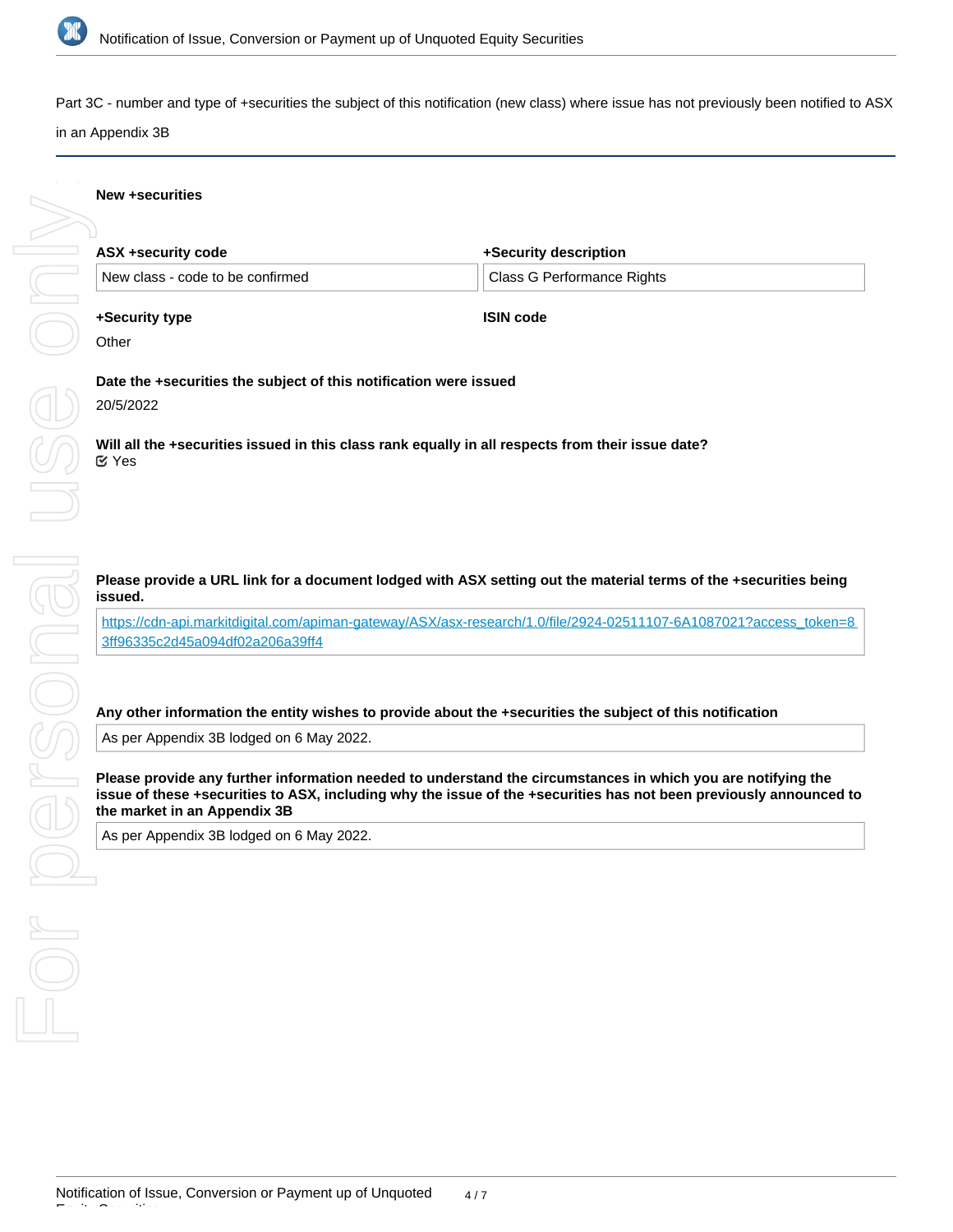Part 3C - number and type of +securities the subject of this notification (new class) where issue has not previously been notified to ASX in an Appendix 3B

**New +securities**

| ASX +security code | +Security description |
|---|---|
| New class - code to be confirmed | Class G Performance Rights |

**+Security type**

Other

**ISIN code**

**Date the +securities the subject of this notification were issued**

20/5/2022

**Will all the +securities issued in this class rank equally in all respects from their issue date?**

Yes

**Please provide a URL link for a document lodged with ASX setting out the material terms of the +securities being issued.**

https://cdn-api.markitdigital.com/apiman-gateway/ASX/asx-research/1.0/file/2924-02511107-6A1087021?access_token=83ff96335c2d45a094df02a206a39ff4

**Any other information the entity wishes to provide about the +securities the subject of this notification**

As per Appendix 3B lodged on 6 May 2022.

**Please provide any further information needed to understand the circumstances in which you are notifying the issue of these +securities to ASX, including why the issue of the +securities has not been previously announced to the market in an Appendix 3B**

As per Appendix 3B lodged on 6 May 2022.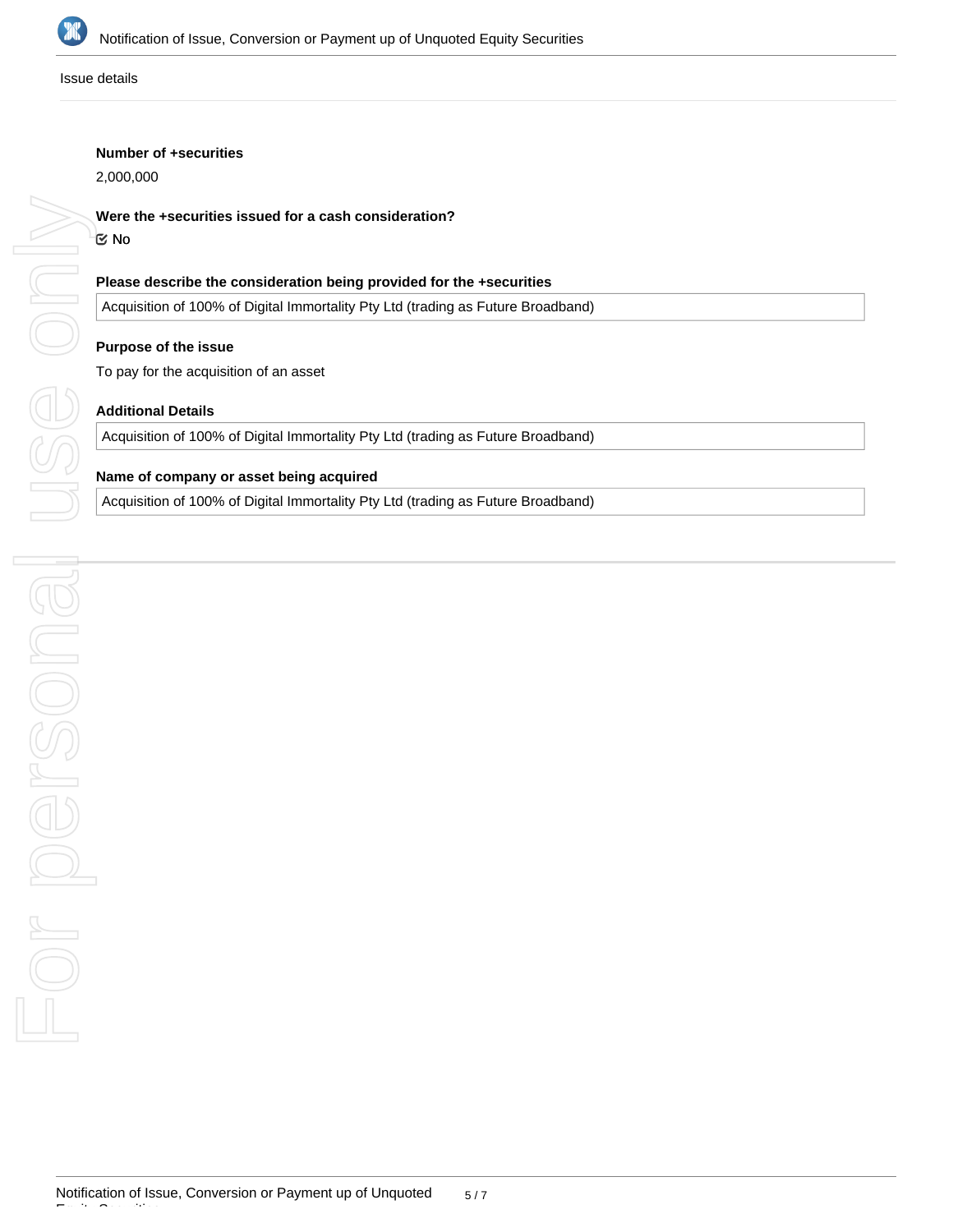Issue details

**Number of +securities**

2,000,000

**Were the +securities issued for a cash consideration?**

☑ No

**Please describe the consideration being provided for the +securities**

Acquisition of 100% of Digital Immortality Pty Ltd (trading as Future Broadband)

**Purpose of the issue**

To pay for the acquisition of an asset

**Additional Details**

Acquisition of 100% of Digital Immortality Pty Ltd (trading as Future Broadband)

**Name of company or asset being acquired**

Acquisition of 100% of Digital Immortality Pty Ltd (trading as Future Broadband)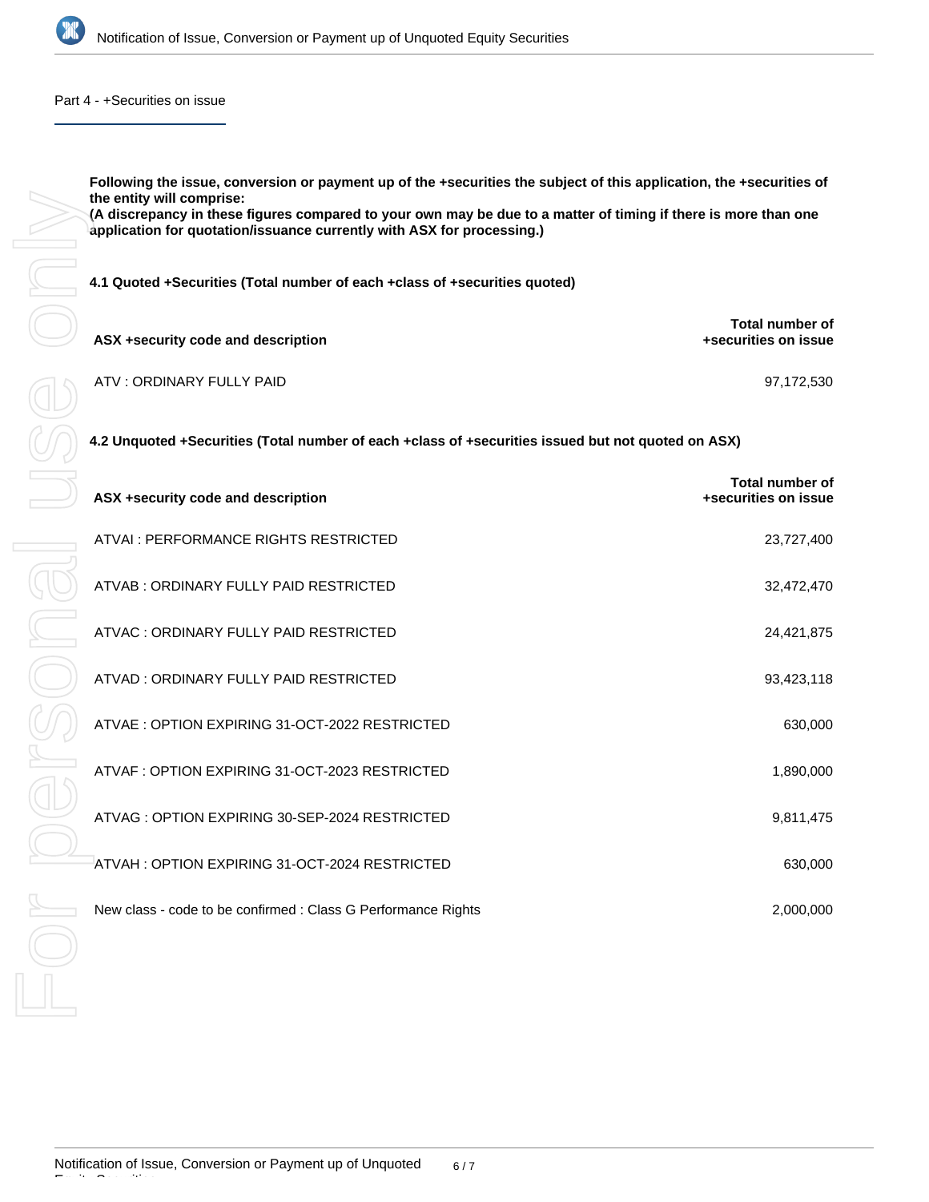## Part 4 - +Securities on issue

**Following the issue, conversion or payment up of the +securities the subject of this application, the +securities of the entity will comprise:**
**(A discrepancy in these figures compared to your own may be due to a matter of timing if there is more than one application for quotation/issuance currently with ASX for processing.)**

**4.1 Quoted +Securities (Total number of each +class of +securities quoted)**

| ASX +security code and description | Total number of +securities on issue |
|---|---|
| ATV : ORDINARY FULLY PAID | 97,172,530 |

**4.2 Unquoted +Securities (Total number of each +class of +securities issued but not quoted on ASX)**

| ASX +security code and description | Total number of +securities on issue |
|---|---|
| ATVAI : PERFORMANCE RIGHTS RESTRICTED | 23,727,400 |
| ATVAB : ORDINARY FULLY PAID RESTRICTED | 32,472,470 |
| ATVAC : ORDINARY FULLY PAID RESTRICTED | 24,421,875 |
| ATVAD : ORDINARY FULLY PAID RESTRICTED | 93,423,118 |
| ATVAE : OPTION EXPIRING 31-OCT-2022 RESTRICTED | 630,000 |
| ATVAF : OPTION EXPIRING 31-OCT-2023 RESTRICTED | 1,890,000 |
| ATVAG : OPTION EXPIRING 30-SEP-2024 RESTRICTED | 9,811,475 |
| ATVAH : OPTION EXPIRING 31-OCT-2024 RESTRICTED | 630,000 |
| New class - code to be confirmed : Class G Performance Rights | 2,000,000 |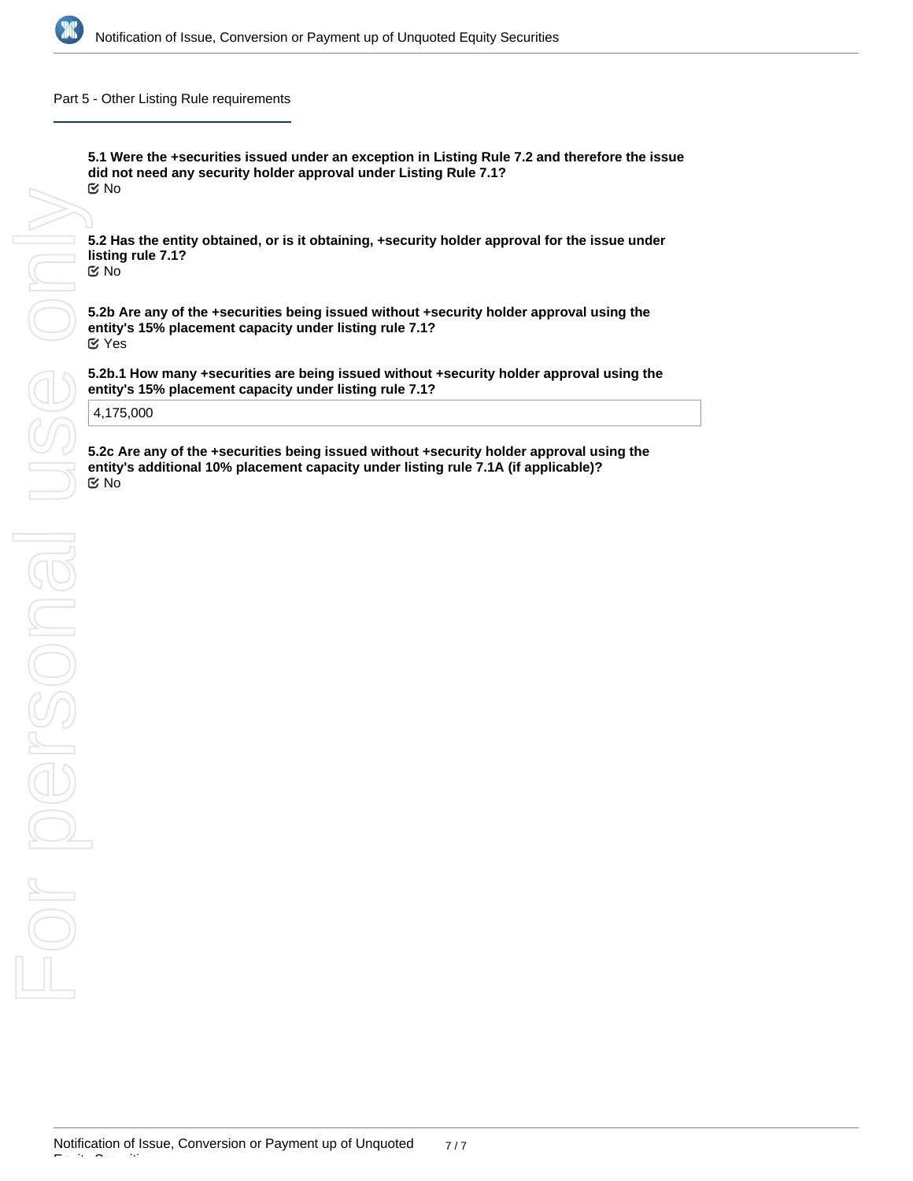## Part 5 - Other Listing Rule requirements

**5.1 Were the +securities issued under an exception in Listing Rule 7.2 and therefore the issue did not need any security holder approval under Listing Rule 7.1?**

No

**5.2 Has the entity obtained, or is it obtaining, +security holder approval for the issue under listing rule 7.1?**

No

**5.2b Are any of the +securities being issued without +security holder approval using the entity's 15% placement capacity under listing rule 7.1?**

Yes

**5.2b.1 How many +securities are being issued without +security holder approval using the entity's 15% placement capacity under listing rule 7.1?**

4,175,000

**5.2c Are any of the +securities being issued without +security holder approval using the entity's additional 10% placement capacity under listing rule 7.1A (if applicable)?**

No